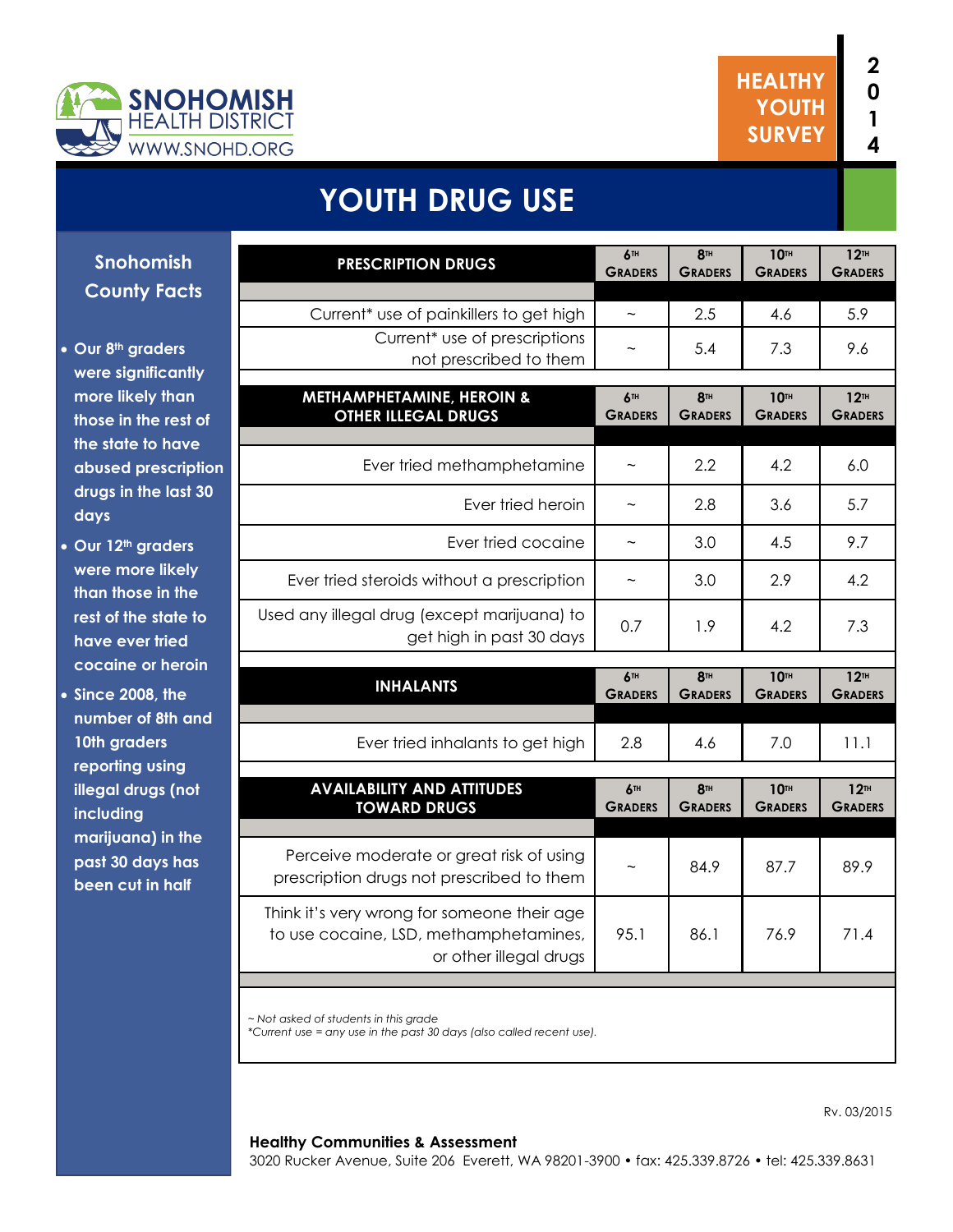Snohomish Health District
HEALTH DISTRICT
WWW.SNOHD.ORG

HEALTHY YOUTH SURVEY 2014

# YOUTH DRUG USE

## Snohomish County Facts

- Our 8th graders were significantly more likely than those in the rest of the state to have abused prescription drugs in the last 30 days
- Our 12th graders were more likely than those in the rest of the state to have ever tried cocaine or heroin
- Since 2008, the number of 8th and 10th graders reporting using illegal drugs (not including marijuana) in the past 30 days has been cut in half

| PRESCRIPTION DRUGS | 6TH GRADERS | 8TH GRADERS | 10TH GRADERS | 12TH GRADERS |
|---|---|---|---|---|
| Current* use of painkillers to get high | ~ | 2.5 | 4.6 | 5.9 |
| Current* use of prescriptions not prescribed to them | ~ | 5.4 | 7.3 | 9.6 |

| METHAMPHETAMINE, HEROIN & OTHER ILLEGAL DRUGS | 6TH GRADERS | 8TH GRADERS | 10TH GRADERS | 12TH GRADERS |
|---|---|---|---|---|
| Ever tried methamphetamine | ~ | 2.2 | 4.2 | 6.0 |
| Ever tried heroin | ~ | 2.8 | 3.6 | 5.7 |
| Ever tried cocaine | ~ | 3.0 | 4.5 | 9.7 |
| Ever tried steroids without a prescription | ~ | 3.0 | 2.9 | 4.2 |
| Used any illegal drug (except marijuana) to get high in past 30 days | 0.7 | 1.9 | 4.2 | 7.3 |

| INHALANTS | 6TH GRADERS | 8TH GRADERS | 10TH GRADERS | 12TH GRADERS |
|---|---|---|---|---|
| Ever tried inhalants to get high | 2.8 | 4.6 | 7.0 | 11.1 |

| AVAILABILITY AND ATTITUDES TOWARD DRUGS | 6TH GRADERS | 8TH GRADERS | 10TH GRADERS | 12TH GRADERS |
|---|---|---|---|---|
| Perceive moderate or great risk of using prescription drugs not prescribed to them | ~ | 84.9 | 87.7 | 89.9 |
| Think it's very wrong for someone their age to use cocaine, LSD, methamphetamines, or other illegal drugs | 95.1 | 86.1 | 76.9 | 71.4 |

*~ Not asked of students in this grade*
*\*Current use = any use in the past 30 days (also called recent use).*

Rv. 03/2015

**Healthy Communities & Assessment**
3020 Rucker Avenue, Suite 206 Everett, WA 98201-3900 • fax: 425.339.8726 • tel: 425.339.8631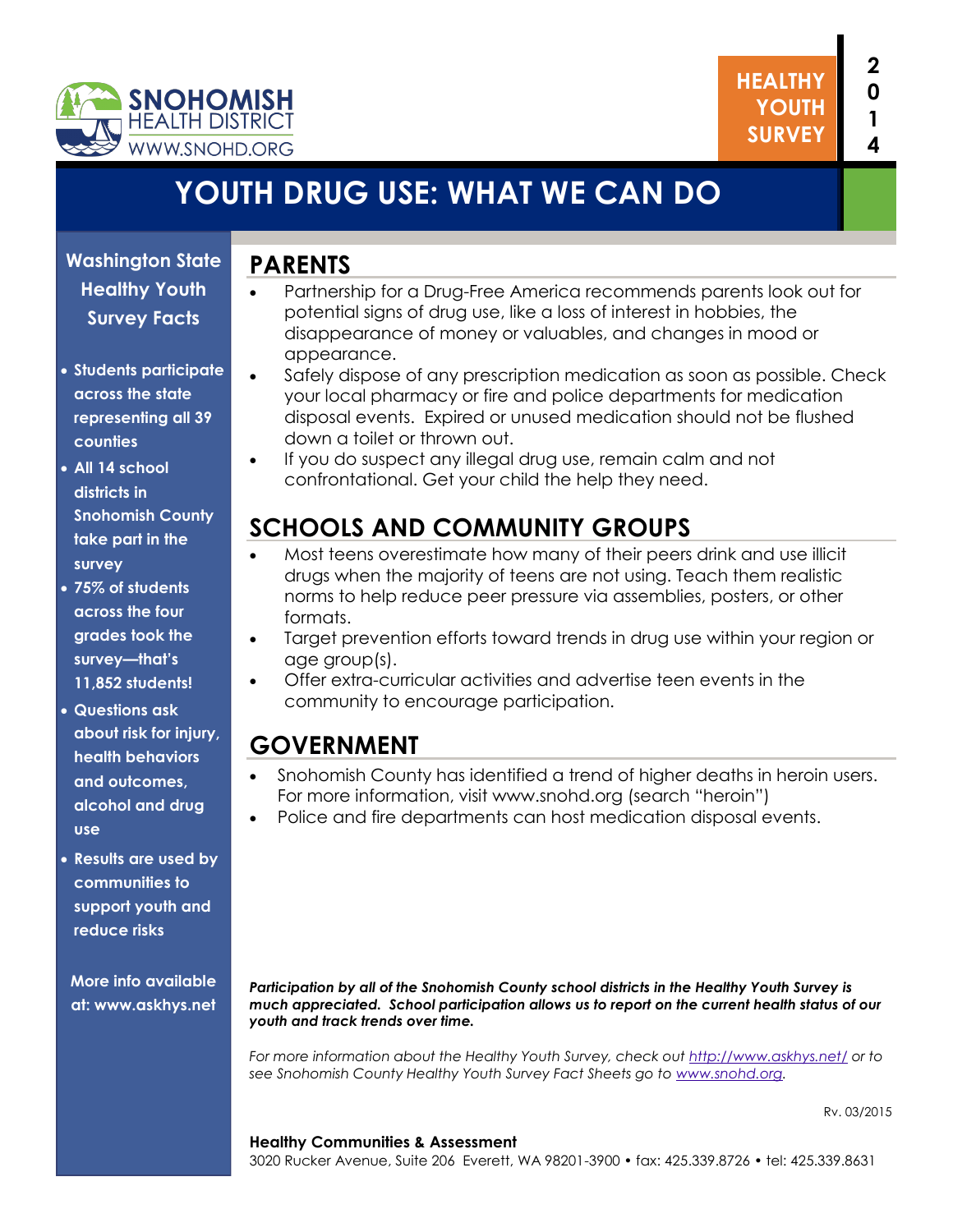SNOHOMISH HEALTH DISTRICT
WWW.SNOHD.ORG

HEALTHY YOUTH SURVEY 2014

# YOUTH DRUG USE: WHAT WE CAN DO

**Washington State Healthy Youth Survey Facts**

- **Students participate across the state representing all 39 counties**
- **All 14 school districts in Snohomish County take part in the survey**
- **75% of students across the four grades took the survey—that's 11,852 students!**
- **Questions ask about risk for injury, health behaviors and outcomes, alcohol and drug use**
- **Results are used by communities to support youth and reduce risks**

**More info available at: www.askhys.net**

## PARENTS

- Partnership for a Drug-Free America recommends parents look out for potential signs of drug use, like a loss of interest in hobbies, the disappearance of money or valuables, and changes in mood or appearance.
- Safely dispose of any prescription medication as soon as possible. Check your local pharmacy or fire and police departments for medication disposal events. Expired or unused medication should not be flushed down a toilet or thrown out.
- If you do suspect any illegal drug use, remain calm and not confrontational. Get your child the help they need.

## SCHOOLS AND COMMUNITY GROUPS

- Most teens overestimate how many of their peers drink and use illicit drugs when the majority of teens are not using. Teach them realistic norms to help reduce peer pressure via assemblies, posters, or other formats.
- Target prevention efforts toward trends in drug use within your region or age group(s).
- Offer extra-curricular activities and advertise teen events in the community to encourage participation.

## GOVERNMENT

- Snohomish County has identified a trend of higher deaths in heroin users. For more information, visit www.snohd.org (search "heroin")
- Police and fire departments can host medication disposal events.

***Participation by all of the Snohomish County school districts in the Healthy Youth Survey is much appreciated. School participation allows us to report on the current health status of our youth and track trends over time.***

*For more information about the Healthy Youth Survey, check out [http://www.askhys.net/](http://www.askhys.net/) or to see Snohomish County Healthy Youth Survey Fact Sheets go to [www.snohd.org](www.snohd.org).*

Rv. 03/2015

**Healthy Communities & Assessment**
3020 Rucker Avenue, Suite 206 Everett, WA 98201-3900 • fax: 425.339.8726 • tel: 425.339.8631